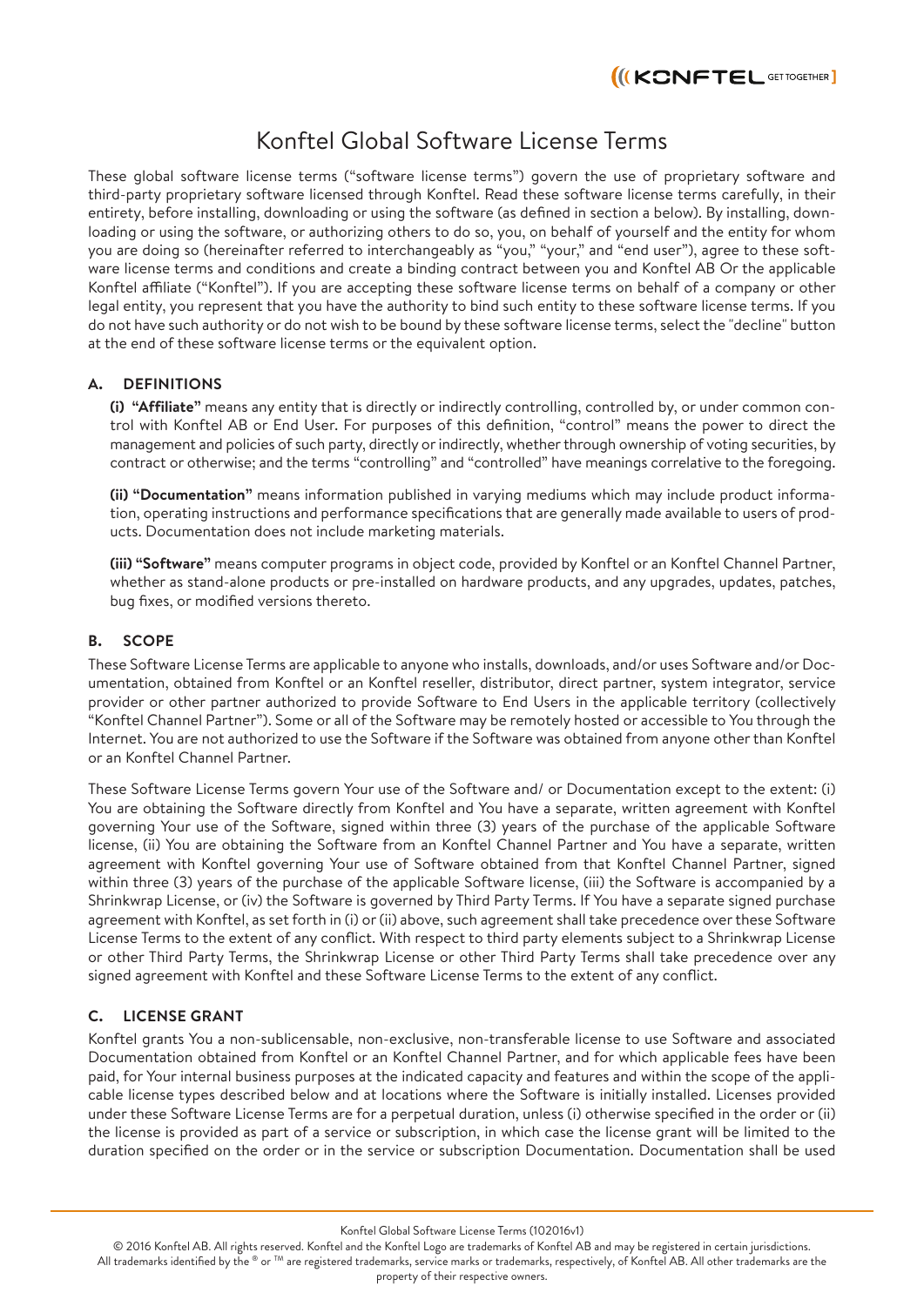# Konftel Global Software License Terms

These global software license terms ("software license terms") govern the use of proprietary software and third-party proprietary software licensed through Konftel. Read these software license terms carefully, in their entirety, before installing, downloading or using the software (as defined in section a below). By installing, downloading or using the software, or authorizing others to do so, you, on behalf of yourself and the entity for whom you are doing so (hereinafter referred to interchangeably as "you," "your," and "end user"), agree to these software license terms and conditions and create a binding contract between you and Konftel AB Or the applicable Konftel affiliate ("Konftel"). If you are accepting these software license terms on behalf of a company or other legal entity, you represent that you have the authority to bind such entity to these software license terms. If you do not have such authority or do not wish to be bound by these software license terms, select the "decline" button at the end of these software license terms or the equivalent option.

## A. DEFINITIONS

**(i) "Affiliate"** means any entity that is directly or indirectly controlling, controlled by, or under common control with Konftel AB or End User. For purposes of this definition, "control" means the power to direct the management and policies of such party, directly or indirectly, whether through ownership of voting securities, by contract or otherwise; and the terms "controlling" and "controlled" have meanings correlative to the foregoing.

**(ii) "Documentation"** means information published in varying mediums which may include product information, operating instructions and performance specifications that are generally made available to users of products. Documentation does not include marketing materials.

**(iii) "Software"** means computer programs in object code, provided by Konftel or an Konftel Channel Partner, whether as stand-alone products or pre-installed on hardware products, and any upgrades, updates, patches, bug fixes, or modified versions thereto.

## B. SCOPE

These Software License Terms are applicable to anyone who installs, downloads, and/or uses Software and/or Documentation, obtained from Konftel or an Konftel reseller, distributor, direct partner, system integrator, service provider or other partner authorized to provide Software to End Users in the applicable territory (collectively "Konftel Channel Partner"). Some or all of the Software may be remotely hosted or accessible to You through the Internet. You are not authorized to use the Software if the Software was obtained from anyone other than Konftel or an Konftel Channel Partner.

These Software License Terms govern Your use of the Software and/ or Documentation except to the extent: (i) You are obtaining the Software directly from Konftel and You have a separate, written agreement with Konftel governing Your use of the Software, signed within three (3) years of the purchase of the applicable Software license, (ii) You are obtaining the Software from an Konftel Channel Partner and You have a separate, written agreement with Konftel governing Your use of Software obtained from that Konftel Channel Partner, signed within three (3) years of the purchase of the applicable Software license, (iii) the Software is accompanied by a Shrinkwrap License, or (iv) the Software is governed by Third Party Terms. If You have a separate signed purchase agreement with Konftel, as set forth in (i) or (ii) above, such agreement shall take precedence over these Software License Terms to the extent of any conflict. With respect to third party elements subject to a Shrinkwrap License or other Third Party Terms, the Shrinkwrap License or other Third Party Terms shall take precedence over any signed agreement with Konftel and these Software License Terms to the extent of any conflict.

## C. LICENSE GRANT

Konftel grants You a non-sublicensable, non-exclusive, non-transferable license to use Software and associated Documentation obtained from Konftel or an Konftel Channel Partner, and for which applicable fees have been paid, for Your internal business purposes at the indicated capacity and features and within the scope of the applicable license types described below and at locations where the Software is initially installed. Licenses provided under these Software License Terms are for a perpetual duration, unless (i) otherwise specified in the order or (ii) the license is provided as part of a service or subscription, in which case the license grant will be limited to the duration specified on the order or in the service or subscription Documentation. Documentation shall be used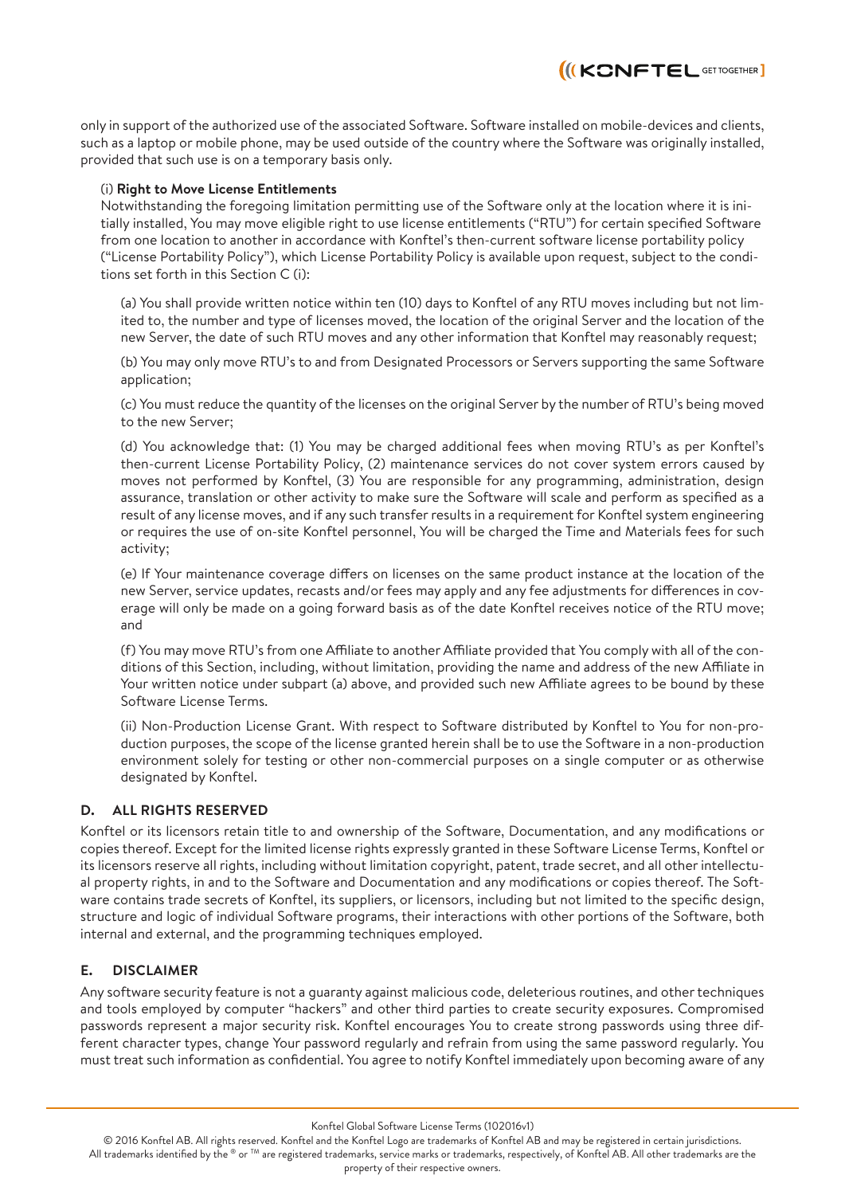only in support of the authorized use of the associated Software. Software installed on mobile-devices and clients, such as a laptop or mobile phone, may be used outside of the country where the Software was originally installed, provided that such use is on a temporary basis only.

(i) **Right to Move License Entitlements**

Notwithstanding the foregoing limitation permitting use of the Software only at the location where it is initially installed, You may move eligible right to use license entitlements ("RTU") for certain specified Software from one location to another in accordance with Konftel's then-current software license portability policy ("License Portability Policy"), which License Portability Policy is available upon request, subject to the conditions set forth in this Section C (i):

(a) You shall provide written notice within ten (10) days to Konftel of any RTU moves including but not limited to, the number and type of licenses moved, the location of the original Server and the location of the new Server, the date of such RTU moves and any other information that Konftel may reasonably request;

(b) You may only move RTU's to and from Designated Processors or Servers supporting the same Software application;

(c) You must reduce the quantity of the licenses on the original Server by the number of RTU's being moved to the new Server;

(d) You acknowledge that: (1) You may be charged additional fees when moving RTU's as per Konftel's then-current License Portability Policy, (2) maintenance services do not cover system errors caused by moves not performed by Konftel, (3) You are responsible for any programming, administration, design assurance, translation or other activity to make sure the Software will scale and perform as specified as a result of any license moves, and if any such transfer results in a requirement for Konftel system engineering or requires the use of on-site Konftel personnel, You will be charged the Time and Materials fees for such activity;

(e) If Your maintenance coverage differs on licenses on the same product instance at the location of the new Server, service updates, recasts and/or fees may apply and any fee adjustments for differences in coverage will only be made on a going forward basis as of the date Konftel receives notice of the RTU move; and

(f) You may move RTU's from one Affiliate to another Affiliate provided that You comply with all of the conditions of this Section, including, without limitation, providing the name and address of the new Affiliate in Your written notice under subpart (a) above, and provided such new Affiliate agrees to be bound by these Software License Terms.

(ii) Non-Production License Grant. With respect to Software distributed by Konftel to You for non-production purposes, the scope of the license granted herein shall be to use the Software in a non-production environment solely for testing or other non-commercial purposes on a single computer or as otherwise designated by Konftel.

## D. ALL RIGHTS RESERVED

Konftel or its licensors retain title to and ownership of the Software, Documentation, and any modifications or copies thereof. Except for the limited license rights expressly granted in these Software License Terms, Konftel or its licensors reserve all rights, including without limitation copyright, patent, trade secret, and all other intellectual property rights, in and to the Software and Documentation and any modifications or copies thereof. The Software contains trade secrets of Konftel, its suppliers, or licensors, including but not limited to the specific design, structure and logic of individual Software programs, their interactions with other portions of the Software, both internal and external, and the programming techniques employed.

## E. DISCLAIMER

Any software security feature is not a guaranty against malicious code, deleterious routines, and other techniques and tools employed by computer "hackers" and other third parties to create security exposures. Compromised passwords represent a major security risk. Konftel encourages You to create strong passwords using three different character types, change Your password regularly and refrain from using the same password regularly. You must treat such information as confidential. You agree to notify Konftel immediately upon becoming aware of any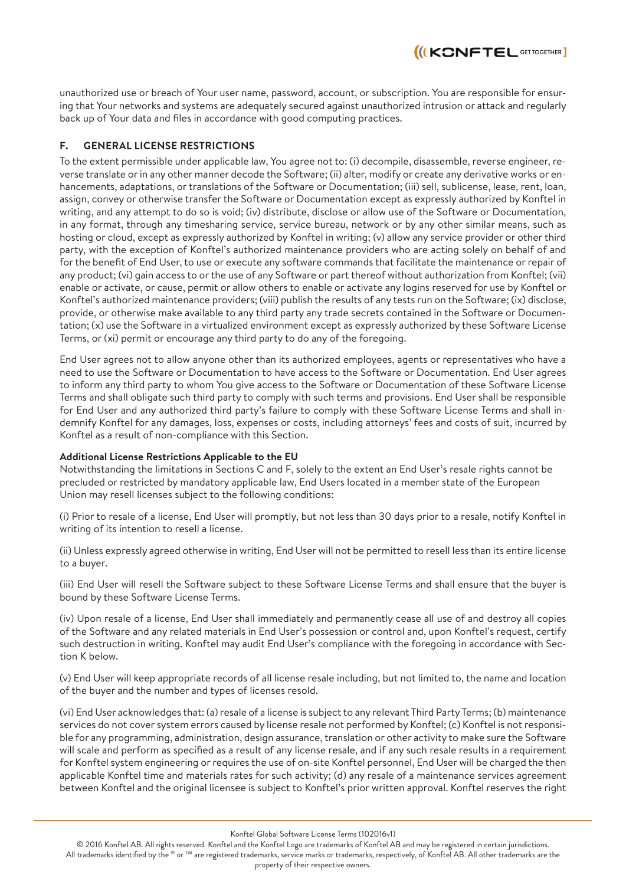unauthorized use or breach of Your user name, password, account, or subscription. You are responsible for ensuring that Your networks and systems are adequately secured against unauthorized intrusion or attack and regularly back up of Your data and files in accordance with good computing practices.

## F. GENERAL LICENSE RESTRICTIONS

To the extent permissible under applicable law, You agree not to: (i) decompile, disassemble, reverse engineer, reverse translate or in any other manner decode the Software; (ii) alter, modify or create any derivative works or enhancements, adaptations, or translations of the Software or Documentation; (iii) sell, sublicense, lease, rent, loan, assign, convey or otherwise transfer the Software or Documentation except as expressly authorized by Konftel in writing, and any attempt to do so is void; (iv) distribute, disclose or allow use of the Software or Documentation, in any format, through any timesharing service, service bureau, network or by any other similar means, such as hosting or cloud, except as expressly authorized by Konftel in writing; (v) allow any service provider or other third party, with the exception of Konftel's authorized maintenance providers who are acting solely on behalf of and for the benefit of End User, to use or execute any software commands that facilitate the maintenance or repair of any product; (vi) gain access to or the use of any Software or part thereof without authorization from Konftel; (vii) enable or activate, or cause, permit or allow others to enable or activate any logins reserved for use by Konftel or Konftel's authorized maintenance providers; (viii) publish the results of any tests run on the Software; (ix) disclose, provide, or otherwise make available to any third party any trade secrets contained in the Software or Documentation; (x) use the Software in a virtualized environment except as expressly authorized by these Software License Terms, or (xi) permit or encourage any third party to do any of the foregoing.

End User agrees not to allow anyone other than its authorized employees, agents or representatives who have a need to use the Software or Documentation to have access to the Software or Documentation. End User agrees to inform any third party to whom You give access to the Software or Documentation of these Software License Terms and shall obligate such third party to comply with such terms and provisions. End User shall be responsible for End User and any authorized third party's failure to comply with these Software License Terms and shall indemnify Konftel for any damages, loss, expenses or costs, including attorneys' fees and costs of suit, incurred by Konftel as a result of non-compliance with this Section.

**Additional License Restrictions Applicable to the EU**

Notwithstanding the limitations in Sections C and F, solely to the extent an End User's resale rights cannot be precluded or restricted by mandatory applicable law, End Users located in a member state of the European Union may resell licenses subject to the following conditions:

(i) Prior to resale of a license, End User will promptly, but not less than 30 days prior to a resale, notify Konftel in writing of its intention to resell a license.

(ii) Unless expressly agreed otherwise in writing, End User will not be permitted to resell less than its entire license to a buyer.

(iii) End User will resell the Software subject to these Software License Terms and shall ensure that the buyer is bound by these Software License Terms.

(iv) Upon resale of a license, End User shall immediately and permanently cease all use of and destroy all copies of the Software and any related materials in End User's possession or control and, upon Konftel's request, certify such destruction in writing. Konftel may audit End User's compliance with the foregoing in accordance with Section K below.

(v) End User will keep appropriate records of all license resale including, but not limited to, the name and location of the buyer and the number and types of licenses resold.

(vi) End User acknowledges that: (a) resale of a license is subject to any relevant Third Party Terms; (b) maintenance services do not cover system errors caused by license resale not performed by Konftel; (c) Konftel is not responsible for any programming, administration, design assurance, translation or other activity to make sure the Software will scale and perform as specified as a result of any license resale, and if any such resale results in a requirement for Konftel system engineering or requires the use of on-site Konftel personnel, End User will be charged the then applicable Konftel time and materials rates for such activity; (d) any resale of a maintenance services agreement between Konftel and the original licensee is subject to Konftel's prior written approval. Konftel reserves the right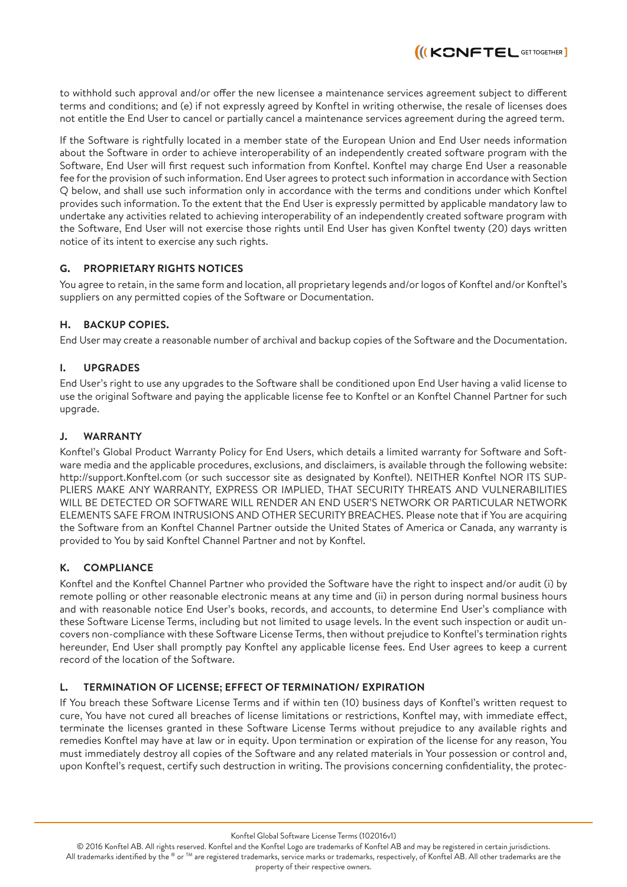to withhold such approval and/or offer the new licensee a maintenance services agreement subject to different terms and conditions; and (e) if not expressly agreed by Konftel in writing otherwise, the resale of licenses does not entitle the End User to cancel or partially cancel a maintenance services agreement during the agreed term.

If the Software is rightfully located in a member state of the European Union and End User needs information about the Software in order to achieve interoperability of an independently created software program with the Software, End User will first request such information from Konftel. Konftel may charge End User a reasonable fee for the provision of such information. End User agrees to protect such information in accordance with Section Q below, and shall use such information only in accordance with the terms and conditions under which Konftel provides such information. To the extent that the End User is expressly permitted by applicable mandatory law to undertake any activities related to achieving interoperability of an independently created software program with the Software, End User will not exercise those rights until End User has given Konftel twenty (20) days written notice of its intent to exercise any such rights.

## G. PROPRIETARY RIGHTS NOTICES

You agree to retain, in the same form and location, all proprietary legends and/or logos of Konftel and/or Konftel's suppliers on any permitted copies of the Software or Documentation.

## H. BACKUP COPIES.

End User may create a reasonable number of archival and backup copies of the Software and the Documentation.

## I. UPGRADES

End User's right to use any upgrades to the Software shall be conditioned upon End User having a valid license to use the original Software and paying the applicable license fee to Konftel or an Konftel Channel Partner for such upgrade.

## J. WARRANTY

Konftel's Global Product Warranty Policy for End Users, which details a limited warranty for Software and Software media and the applicable procedures, exclusions, and disclaimers, is available through the following website: http://support.Konftel.com (or such successor site as designated by Konftel). NEITHER Konftel NOR ITS SUPPLIERS MAKE ANY WARRANTY, EXPRESS OR IMPLIED, THAT SECURITY THREATS AND VULNERABILITIES WILL BE DETECTED OR SOFTWARE WILL RENDER AN END USER'S NETWORK OR PARTICULAR NETWORK ELEMENTS SAFE FROM INTRUSIONS AND OTHER SECURITY BREACHES. Please note that if You are acquiring the Software from an Konftel Channel Partner outside the United States of America or Canada, any warranty is provided to You by said Konftel Channel Partner and not by Konftel.

## K. COMPLIANCE

Konftel and the Konftel Channel Partner who provided the Software have the right to inspect and/or audit (i) by remote polling or other reasonable electronic means at any time and (ii) in person during normal business hours and with reasonable notice End User's books, records, and accounts, to determine End User's compliance with these Software License Terms, including but not limited to usage levels. In the event such inspection or audit uncovers non-compliance with these Software License Terms, then without prejudice to Konftel's termination rights hereunder, End User shall promptly pay Konftel any applicable license fees. End User agrees to keep a current record of the location of the Software.

## L. TERMINATION OF LICENSE; EFFECT OF TERMINATION/ EXPIRATION

If You breach these Software License Terms and if within ten (10) business days of Konftel's written request to cure, You have not cured all breaches of license limitations or restrictions, Konftel may, with immediate effect, terminate the licenses granted in these Software License Terms without prejudice to any available rights and remedies Konftel may have at law or in equity. Upon termination or expiration of the license for any reason, You must immediately destroy all copies of the Software and any related materials in Your possession or control and, upon Konftel's request, certify such destruction in writing. The provisions concerning confidentiality, the protec-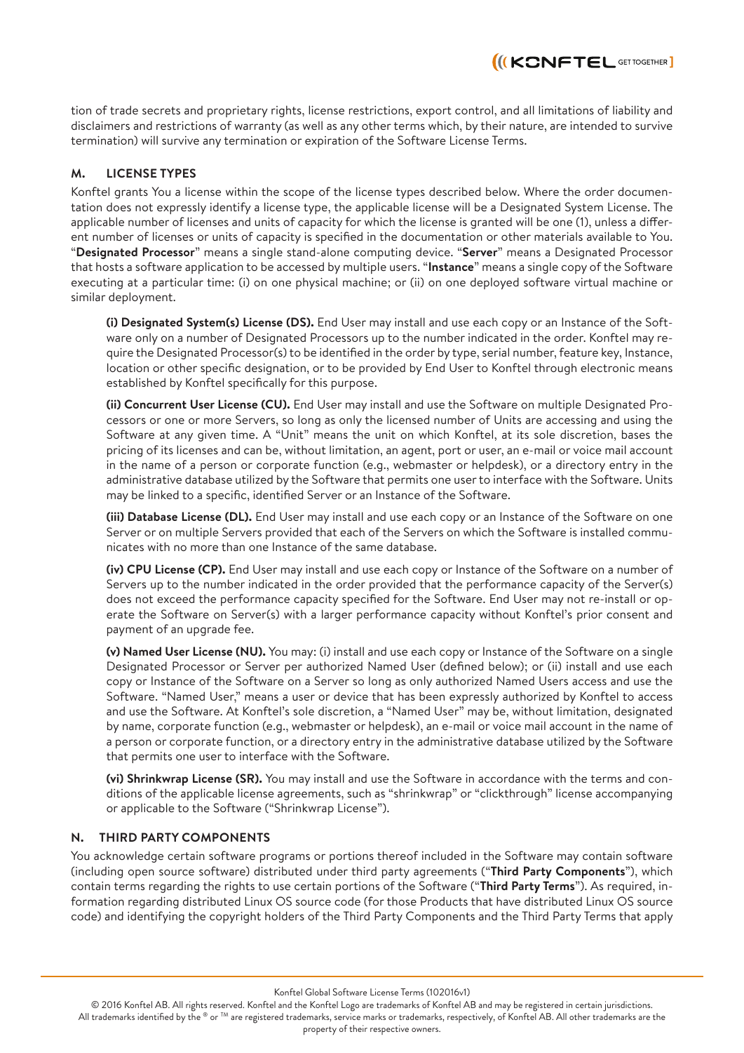tion of trade secrets and proprietary rights, license restrictions, export control, and all limitations of liability and disclaimers and restrictions of warranty (as well as any other terms which, by their nature, are intended to survive termination) will survive any termination or expiration of the Software License Terms.

## M. LICENSE TYPES

Konftel grants You a license within the scope of the license types described below. Where the order documentation does not expressly identify a license type, the applicable license will be a Designated System License. The applicable number of licenses and units of capacity for which the license is granted will be one (1), unless a different number of licenses or units of capacity is specified in the documentation or other materials available to You. "**Designated Processor**" means a single stand-alone computing device. "**Server**" means a Designated Processor that hosts a software application to be accessed by multiple users. "**Instance**" means a single copy of the Software executing at a particular time: (i) on one physical machine; or (ii) on one deployed software virtual machine or similar deployment.

**(i) Designated System(s) License (DS).** End User may install and use each copy or an Instance of the Software only on a number of Designated Processors up to the number indicated in the order. Konftel may require the Designated Processor(s) to be identified in the order by type, serial number, feature key, Instance, location or other specific designation, or to be provided by End User to Konftel through electronic means established by Konftel specifically for this purpose.

**(ii) Concurrent User License (CU).** End User may install and use the Software on multiple Designated Processors or one or more Servers, so long as only the licensed number of Units are accessing and using the Software at any given time. A "Unit" means the unit on which Konftel, at its sole discretion, bases the pricing of its licenses and can be, without limitation, an agent, port or user, an e-mail or voice mail account in the name of a person or corporate function (e.g., webmaster or helpdesk), or a directory entry in the administrative database utilized by the Software that permits one user to interface with the Software. Units may be linked to a specific, identified Server or an Instance of the Software.

**(iii) Database License (DL).** End User may install and use each copy or an Instance of the Software on one Server or on multiple Servers provided that each of the Servers on which the Software is installed communicates with no more than one Instance of the same database.

**(iv) CPU License (CP).** End User may install and use each copy or Instance of the Software on a number of Servers up to the number indicated in the order provided that the performance capacity of the Server(s) does not exceed the performance capacity specified for the Software. End User may not re-install or operate the Software on Server(s) with a larger performance capacity without Konftel's prior consent and payment of an upgrade fee.

**(v) Named User License (NU).** You may: (i) install and use each copy or Instance of the Software on a single Designated Processor or Server per authorized Named User (defined below); or (ii) install and use each copy or Instance of the Software on a Server so long as only authorized Named Users access and use the Software. "Named User," means a user or device that has been expressly authorized by Konftel to access and use the Software. At Konftel's sole discretion, a "Named User" may be, without limitation, designated by name, corporate function (e.g., webmaster or helpdesk), an e-mail or voice mail account in the name of a person or corporate function, or a directory entry in the administrative database utilized by the Software that permits one user to interface with the Software.

**(vi) Shrinkwrap License (SR).** You may install and use the Software in accordance with the terms and conditions of the applicable license agreements, such as "shrinkwrap" or "clickthrough" license accompanying or applicable to the Software ("Shrinkwrap License").

## N. THIRD PARTY COMPONENTS

You acknowledge certain software programs or portions thereof included in the Software may contain software (including open source software) distributed under third party agreements ("**Third Party Components**"), which contain terms regarding the rights to use certain portions of the Software ("**Third Party Terms**"). As required, information regarding distributed Linux OS source code (for those Products that have distributed Linux OS source code) and identifying the copyright holders of the Third Party Components and the Third Party Terms that apply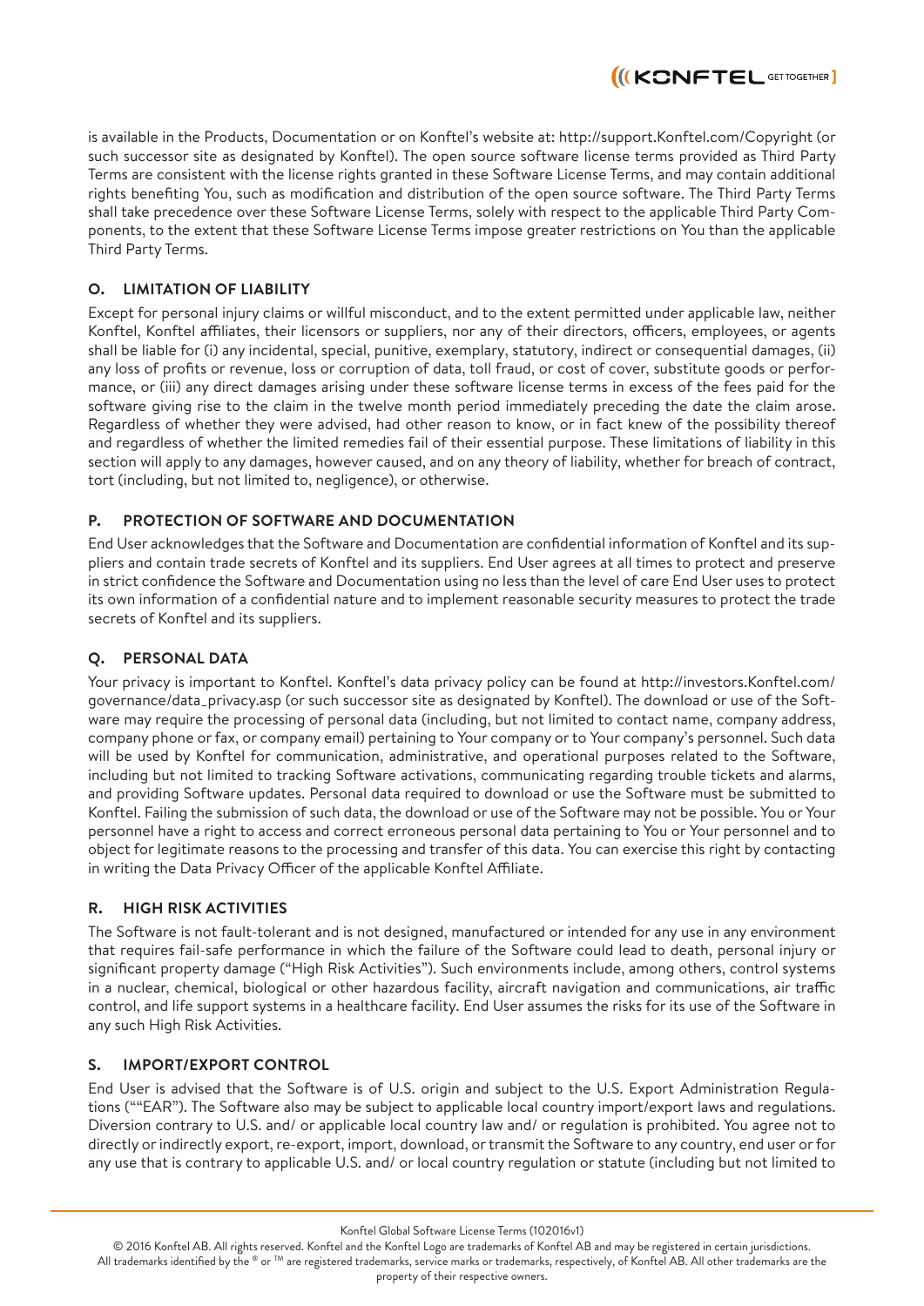is available in the Products, Documentation or on Konftel's website at: http://support.Konftel.com/Copyright (or such successor site as designated by Konftel). The open source software license terms provided as Third Party Terms are consistent with the license rights granted in these Software License Terms, and may contain additional rights benefiting You, such as modification and distribution of the open source software. The Third Party Terms shall take precedence over these Software License Terms, solely with respect to the applicable Third Party Components, to the extent that these Software License Terms impose greater restrictions on You than the applicable Third Party Terms.

### O. LIMITATION OF LIABILITY

Except for personal injury claims or willful misconduct, and to the extent permitted under applicable law, neither Konftel, Konftel affiliates, their licensors or suppliers, nor any of their directors, officers, employees, or agents shall be liable for (i) any incidental, special, punitive, exemplary, statutory, indirect or consequential damages, (ii) any loss of profits or revenue, loss or corruption of data, toll fraud, or cost of cover, substitute goods or performance, or (iii) any direct damages arising under these software license terms in excess of the fees paid for the software giving rise to the claim in the twelve month period immediately preceding the date the claim arose. Regardless of whether they were advised, had other reason to know, or in fact knew of the possibility thereof and regardless of whether the limited remedies fail of their essential purpose. These limitations of liability in this section will apply to any damages, however caused, and on any theory of liability, whether for breach of contract, tort (including, but not limited to, negligence), or otherwise.

### P. PROTECTION OF SOFTWARE AND DOCUMENTATION

End User acknowledges that the Software and Documentation are confidential information of Konftel and its suppliers and contain trade secrets of Konftel and its suppliers. End User agrees at all times to protect and preserve in strict confidence the Software and Documentation using no less than the level of care End User uses to protect its own information of a confidential nature and to implement reasonable security measures to protect the trade secrets of Konftel and its suppliers.

### Q. PERSONAL DATA

Your privacy is important to Konftel. Konftel's data privacy policy can be found at http://investors.Konftel.com/governance/data_privacy.asp (or such successor site as designated by Konftel). The download or use of the Software may require the processing of personal data (including, but not limited to contact name, company address, company phone or fax, or company email) pertaining to Your company or to Your company's personnel. Such data will be used by Konftel for communication, administrative, and operational purposes related to the Software, including but not limited to tracking Software activations, communicating regarding trouble tickets and alarms, and providing Software updates. Personal data required to download or use the Software must be submitted to Konftel. Failing the submission of such data, the download or use of the Software may not be possible. You or Your personnel have a right to access and correct erroneous personal data pertaining to You or Your personnel and to object for legitimate reasons to the processing and transfer of this data. You can exercise this right by contacting in writing the Data Privacy Officer of the applicable Konftel Affiliate.

### R. HIGH RISK ACTIVITIES

The Software is not fault-tolerant and is not designed, manufactured or intended for any use in any environment that requires fail-safe performance in which the failure of the Software could lead to death, personal injury or significant property damage ("High Risk Activities"). Such environments include, among others, control systems in a nuclear, chemical, biological or other hazardous facility, aircraft navigation and communications, air traffic control, and life support systems in a healthcare facility. End User assumes the risks for its use of the Software in any such High Risk Activities.

### S. IMPORT/EXPORT CONTROL

End User is advised that the Software is of U.S. origin and subject to the U.S. Export Administration Regulations (""EAR"). The Software also may be subject to applicable local country import/export laws and regulations. Diversion contrary to U.S. and/ or applicable local country law and/ or regulation is prohibited. You agree not to directly or indirectly export, re-export, import, download, or transmit the Software to any country, end user or for any use that is contrary to applicable U.S. and/ or local country regulation or statute (including but not limited to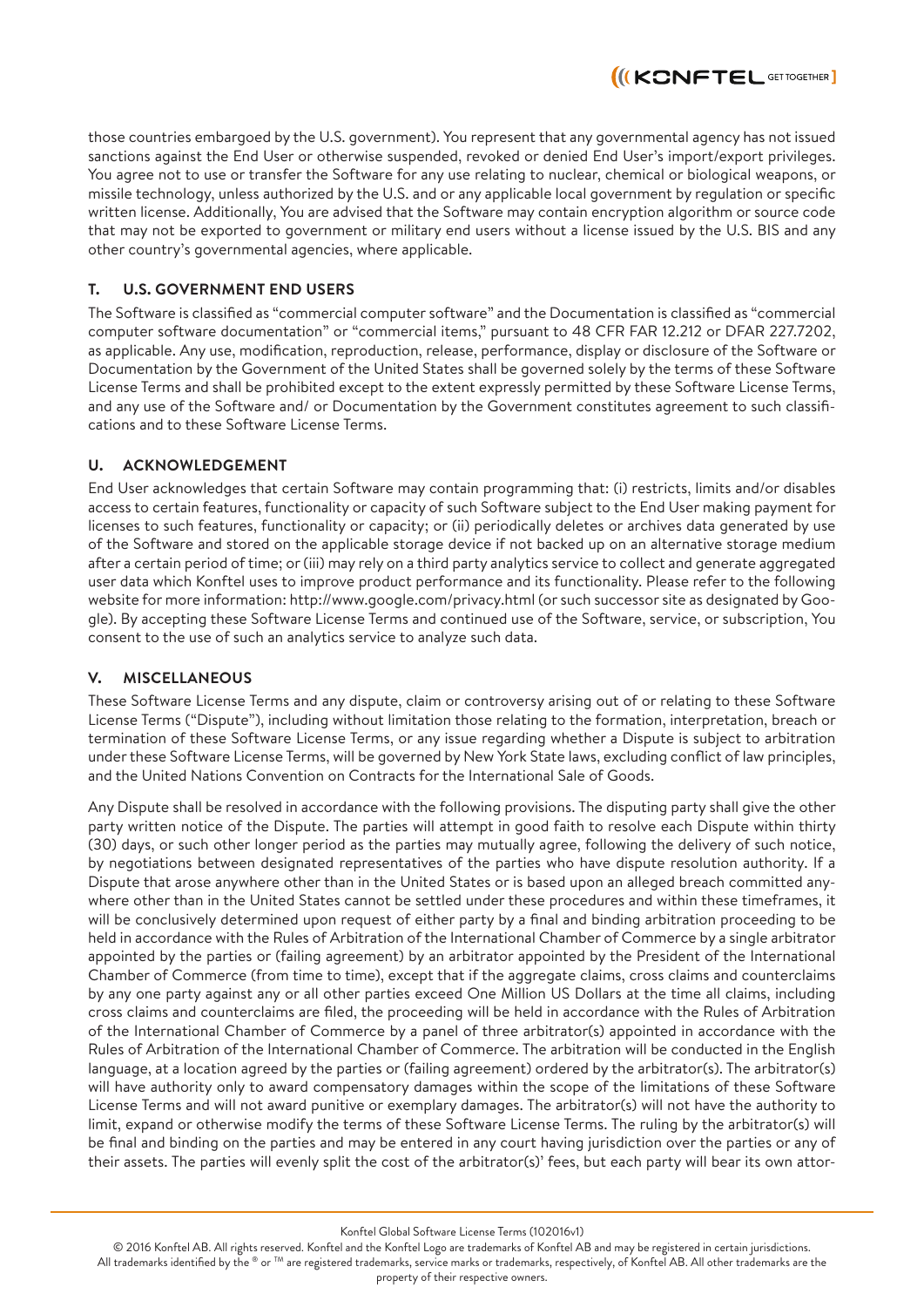those countries embargoed by the U.S. government). You represent that any governmental agency has not issued sanctions against the End User or otherwise suspended, revoked or denied End User's import/export privileges. You agree not to use or transfer the Software for any use relating to nuclear, chemical or biological weapons, or missile technology, unless authorized by the U.S. and or any applicable local government by regulation or specific written license. Additionally, You are advised that the Software may contain encryption algorithm or source code that may not be exported to government or military end users without a license issued by the U.S. BIS and any other country's governmental agencies, where applicable.

## T. U.S. GOVERNMENT END USERS

The Software is classified as "commercial computer software" and the Documentation is classified as "commercial computer software documentation" or "commercial items," pursuant to 48 CFR FAR 12.212 or DFAR 227.7202, as applicable. Any use, modification, reproduction, release, performance, display or disclosure of the Software or Documentation by the Government of the United States shall be governed solely by the terms of these Software License Terms and shall be prohibited except to the extent expressly permitted by these Software License Terms, and any use of the Software and/ or Documentation by the Government constitutes agreement to such classifications and to these Software License Terms.

## U. ACKNOWLEDGEMENT

End User acknowledges that certain Software may contain programming that: (i) restricts, limits and/or disables access to certain features, functionality or capacity of such Software subject to the End User making payment for licenses to such features, functionality or capacity; or (ii) periodically deletes or archives data generated by use of the Software and stored on the applicable storage device if not backed up on an alternative storage medium after a certain period of time; or (iii) may rely on a third party analytics service to collect and generate aggregated user data which Konftel uses to improve product performance and its functionality. Please refer to the following website for more information: http://www.google.com/privacy.html (or such successor site as designated by Google). By accepting these Software License Terms and continued use of the Software, service, or subscription, You consent to the use of such an analytics service to analyze such data.

## V. MISCELLANEOUS

These Software License Terms and any dispute, claim or controversy arising out of or relating to these Software License Terms ("Dispute"), including without limitation those relating to the formation, interpretation, breach or termination of these Software License Terms, or any issue regarding whether a Dispute is subject to arbitration under these Software License Terms, will be governed by New York State laws, excluding conflict of law principles, and the United Nations Convention on Contracts for the International Sale of Goods.

Any Dispute shall be resolved in accordance with the following provisions. The disputing party shall give the other party written notice of the Dispute. The parties will attempt in good faith to resolve each Dispute within thirty (30) days, or such other longer period as the parties may mutually agree, following the delivery of such notice, by negotiations between designated representatives of the parties who have dispute resolution authority. If a Dispute that arose anywhere other than in the United States or is based upon an alleged breach committed anywhere other than in the United States cannot be settled under these procedures and within these timeframes, it will be conclusively determined upon request of either party by a final and binding arbitration proceeding to be held in accordance with the Rules of Arbitration of the International Chamber of Commerce by a single arbitrator appointed by the parties or (failing agreement) by an arbitrator appointed by the President of the International Chamber of Commerce (from time to time), except that if the aggregate claims, cross claims and counterclaims by any one party against any or all other parties exceed One Million US Dollars at the time all claims, including cross claims and counterclaims are filed, the proceeding will be held in accordance with the Rules of Arbitration of the International Chamber of Commerce by a panel of three arbitrator(s) appointed in accordance with the Rules of Arbitration of the International Chamber of Commerce. The arbitration will be conducted in the English language, at a location agreed by the parties or (failing agreement) ordered by the arbitrator(s). The arbitrator(s) will have authority only to award compensatory damages within the scope of the limitations of these Software License Terms and will not award punitive or exemplary damages. The arbitrator(s) will not have the authority to limit, expand or otherwise modify the terms of these Software License Terms. The ruling by the arbitrator(s) will be final and binding on the parties and may be entered in any court having jurisdiction over the parties or any of their assets. The parties will evenly split the cost of the arbitrator(s)' fees, but each party will bear its own attor-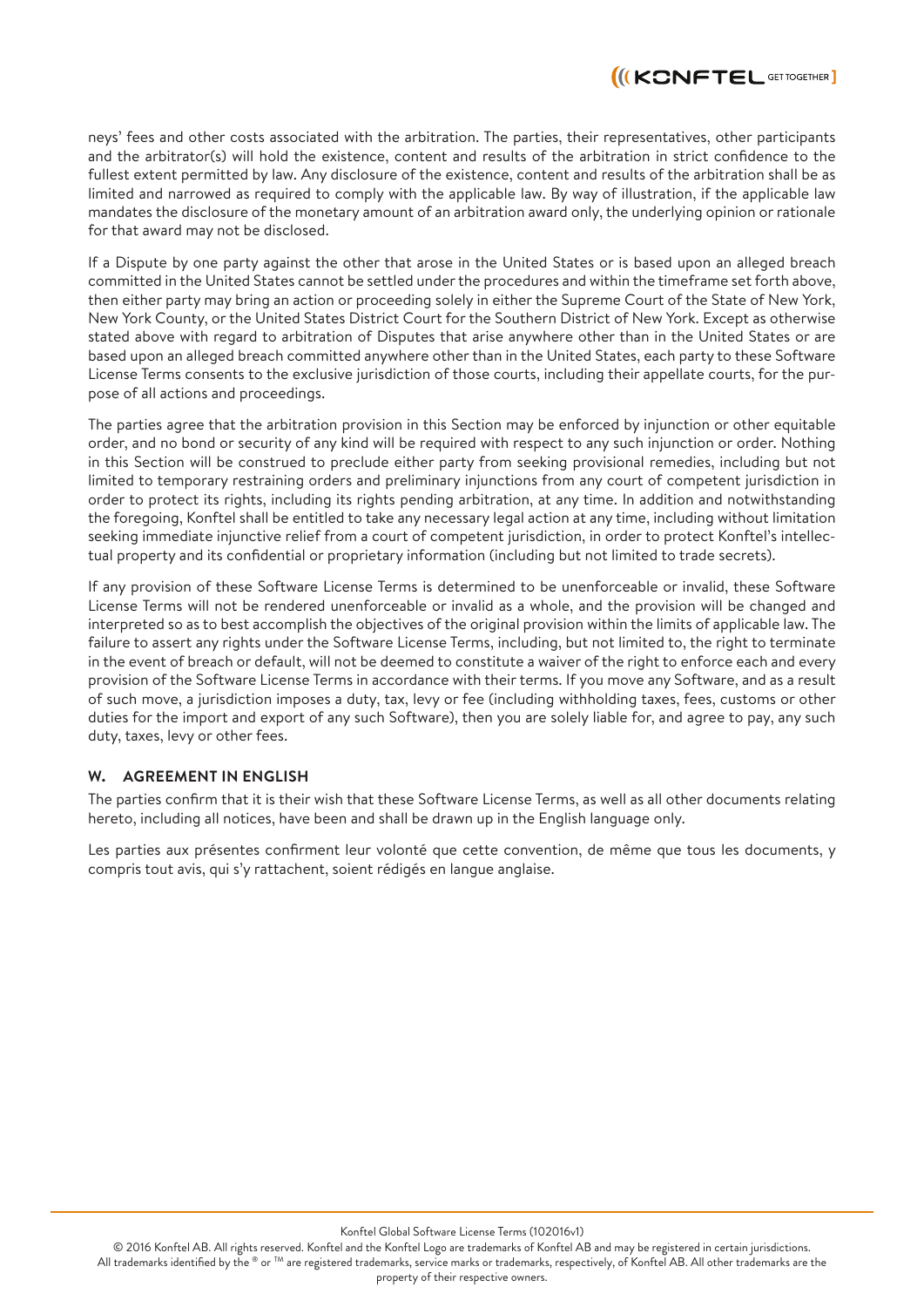neys' fees and other costs associated with the arbitration. The parties, their representatives, other participants and the arbitrator(s) will hold the existence, content and results of the arbitration in strict confidence to the fullest extent permitted by law. Any disclosure of the existence, content and results of the arbitration shall be as limited and narrowed as required to comply with the applicable law. By way of illustration, if the applicable law mandates the disclosure of the monetary amount of an arbitration award only, the underlying opinion or rationale for that award may not be disclosed.

If a Dispute by one party against the other that arose in the United States or is based upon an alleged breach committed in the United States cannot be settled under the procedures and within the timeframe set forth above, then either party may bring an action or proceeding solely in either the Supreme Court of the State of New York, New York County, or the United States District Court for the Southern District of New York. Except as otherwise stated above with regard to arbitration of Disputes that arise anywhere other than in the United States or are based upon an alleged breach committed anywhere other than in the United States, each party to these Software License Terms consents to the exclusive jurisdiction of those courts, including their appellate courts, for the purpose of all actions and proceedings.

The parties agree that the arbitration provision in this Section may be enforced by injunction or other equitable order, and no bond or security of any kind will be required with respect to any such injunction or order. Nothing in this Section will be construed to preclude either party from seeking provisional remedies, including but not limited to temporary restraining orders and preliminary injunctions from any court of competent jurisdiction in order to protect its rights, including its rights pending arbitration, at any time. In addition and notwithstanding the foregoing, Konftel shall be entitled to take any necessary legal action at any time, including without limitation seeking immediate injunctive relief from a court of competent jurisdiction, in order to protect Konftel's intellectual property and its confidential or proprietary information (including but not limited to trade secrets).

If any provision of these Software License Terms is determined to be unenforceable or invalid, these Software License Terms will not be rendered unenforceable or invalid as a whole, and the provision will be changed and interpreted so as to best accomplish the objectives of the original provision within the limits of applicable law. The failure to assert any rights under the Software License Terms, including, but not limited to, the right to terminate in the event of breach or default, will not be deemed to constitute a waiver of the right to enforce each and every provision of the Software License Terms in accordance with their terms. If you move any Software, and as a result of such move, a jurisdiction imposes a duty, tax, levy or fee (including withholding taxes, fees, customs or other duties for the import and export of any such Software), then you are solely liable for, and agree to pay, any such duty, taxes, levy or other fees.

### W. AGREEMENT IN ENGLISH

The parties confirm that it is their wish that these Software License Terms, as well as all other documents relating hereto, including all notices, have been and shall be drawn up in the English language only.

Les parties aux présentes confirment leur volonté que cette convention, de même que tous les documents, y compris tout avis, qui s'y rattachent, soient rédigés en langue anglaise.